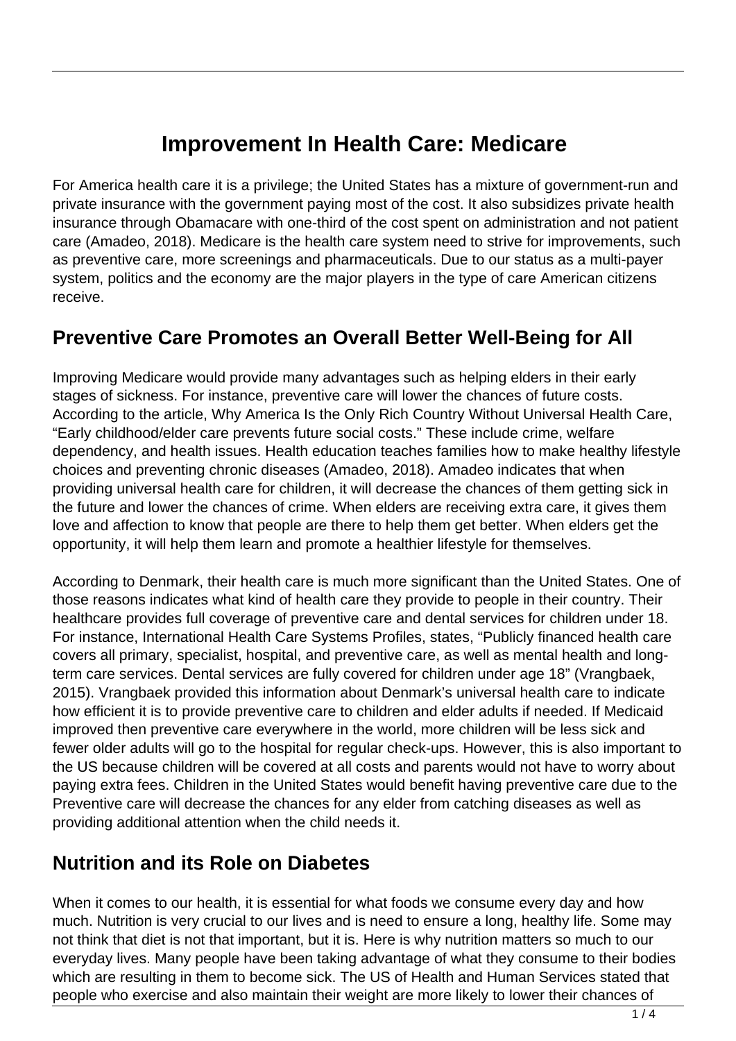# Improvement In Health Care: Medicare

For America health care it is a privilege; the United States has a mixture of government-run and private insurance with the government paying most of the cost. It also subsidizes private health insurance through Obamacare with one-third of the cost spent on administration and not patient care (Amadeo, 2018). Medicare is the health care system need to strive for improvements, such as preventive care, more screenings and pharmaceuticals. Due to our status as a multi-payer system, politics and the economy are the major players in the type of care American citizens receive.

## Preventive Care Promotes an Overall Better Well-Being for All

Improving Medicare would provide many advantages such as helping elders in their early stages of sickness. For instance, preventive care will lower the chances of future costs. According to the article, Why America Is the Only Rich Country Without Universal Health Care, "Early childhood/elder care prevents future social costs." These include crime, welfare dependency, and health issues. Health education teaches families how to make healthy lifestyle choices and preventing chronic diseases (Amadeo, 2018). Amadeo indicates that when providing universal health care for children, it will decrease the chances of them getting sick in the future and lower the chances of crime. When elders are receiving extra care, it gives them love and affection to know that people are there to help them get better. When elders get the opportunity, it will help them learn and promote a healthier lifestyle for themselves.

According to Denmark, their health care is much more significant than the United States. One of those reasons indicates what kind of health care they provide to people in their country. Their healthcare provides full coverage of preventive care and dental services for children under 18. For instance, International Health Care Systems Profiles, states, "Publicly financed health care covers all primary, specialist, hospital, and preventive care, as well as mental health and long-term care services. Dental services are fully covered for children under age 18" (Vrangbaek, 2015). Vrangbaek provided this information about Denmark's universal health care to indicate how efficient it is to provide preventive care to children and elder adults if needed. If Medicaid improved then preventive care everywhere in the world, more children will be less sick and fewer older adults will go to the hospital for regular check-ups. However, this is also important to the US because children will be covered at all costs and parents would not have to worry about paying extra fees. Children in the United States would benefit having preventive care due to the Preventive care will decrease the chances for any elder from catching diseases as well as providing additional attention when the child needs it.

## Nutrition and its Role on Diabetes

When it comes to our health, it is essential for what foods we consume every day and how much. Nutrition is very crucial to our lives and is need to ensure a long, healthy life. Some may not think that diet is not that important, but it is. Here is why nutrition matters so much to our everyday lives. Many people have been taking advantage of what they consume to their bodies which are resulting in them to become sick. The US of Health and Human Services stated that people who exercise and also maintain their weight are more likely to lower their chances of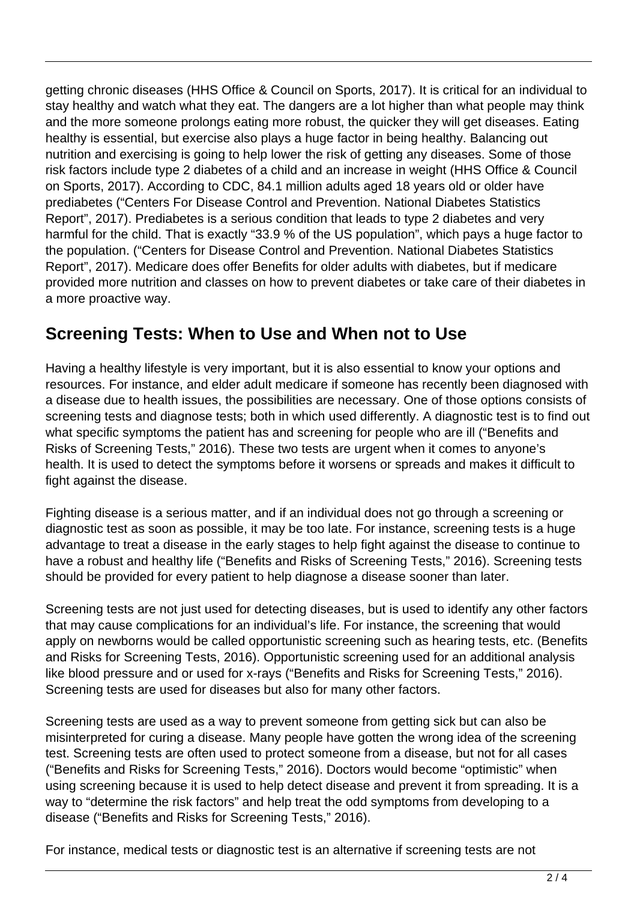getting chronic diseases (HHS Office & Council on Sports, 2017). It is critical for an individual to stay healthy and watch what they eat. The dangers are a lot higher than what people may think and the more someone prolongs eating more robust, the quicker they will get diseases. Eating healthy is essential, but exercise also plays a huge factor in being healthy. Balancing out nutrition and exercising is going to help lower the risk of getting any diseases. Some of those risk factors include type 2 diabetes of a child and an increase in weight (HHS Office & Council on Sports, 2017). According to CDC, 84.1 million adults aged 18 years old or older have prediabetes ("Centers For Disease Control and Prevention. National Diabetes Statistics Report", 2017). Prediabetes is a serious condition that leads to type 2 diabetes and very harmful for the child. That is exactly "33.9 % of the US population", which pays a huge factor to the population. ("Centers for Disease Control and Prevention. National Diabetes Statistics Report", 2017). Medicare does offer Benefits for older adults with diabetes, but if medicare provided more nutrition and classes on how to prevent diabetes or take care of their diabetes in a more proactive way.

## Screening Tests: When to Use and When not to Use

Having a healthy lifestyle is very important, but it is also essential to know your options and resources. For instance, and elder adult medicare if someone has recently been diagnosed with a disease due to health issues, the possibilities are necessary. One of those options consists of screening tests and diagnose tests; both in which used differently. A diagnostic test is to find out what specific symptoms the patient has and screening for people who are ill ("Benefits and Risks of Screening Tests," 2016). These two tests are urgent when it comes to anyone's health. It is used to detect the symptoms before it worsens or spreads and makes it difficult to fight against the disease.

Fighting disease is a serious matter, and if an individual does not go through a screening or diagnostic test as soon as possible, it may be too late. For instance, screening tests is a huge advantage to treat a disease in the early stages to help fight against the disease to continue to have a robust and healthy life ("Benefits and Risks of Screening Tests," 2016). Screening tests should be provided for every patient to help diagnose a disease sooner than later.

Screening tests are not just used for detecting diseases, but is used to identify any other factors that may cause complications for an individual's life. For instance, the screening that would apply on newborns would be called opportunistic screening such as hearing tests, etc. (Benefits and Risks for Screening Tests, 2016). Opportunistic screening used for an additional analysis like blood pressure and or used for x-rays ("Benefits and Risks for Screening Tests," 2016). Screening tests are used for diseases but also for many other factors.

Screening tests are used as a way to prevent someone from getting sick but can also be misinterpreted for curing a disease. Many people have gotten the wrong idea of the screening test. Screening tests are often used to protect someone from a disease, but not for all cases ("Benefits and Risks for Screening Tests," 2016). Doctors would become "optimistic" when using screening because it is used to help detect disease and prevent it from spreading. It is a way to "determine the risk factors" and help treat the odd symptoms from developing to a disease ("Benefits and Risks for Screening Tests," 2016).

For instance, medical tests or diagnostic test is an alternative if screening tests are not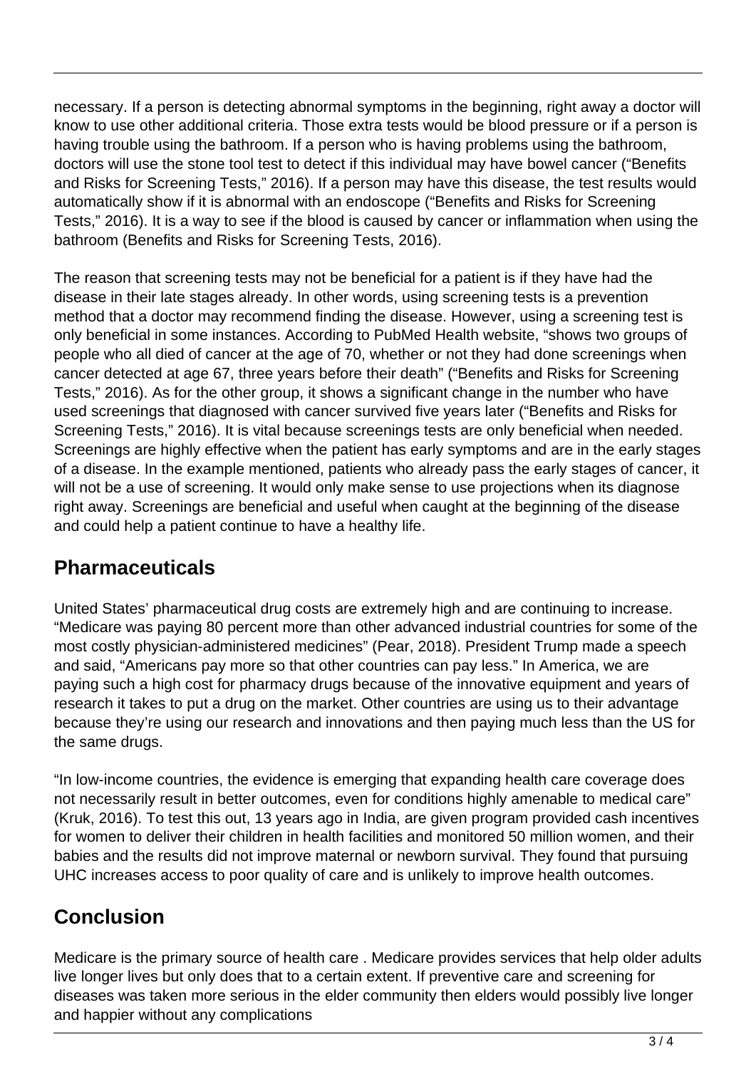necessary. If a person is detecting abnormal symptoms in the beginning, right away a doctor will know to use other additional criteria. Those extra tests would be blood pressure or if a person is having trouble using the bathroom. If a person who is having problems using the bathroom, doctors will use the stone tool test to detect if this individual may have bowel cancer ("Benefits and Risks for Screening Tests," 2016). If a person may have this disease, the test results would automatically show if it is abnormal with an endoscope ("Benefits and Risks for Screening Tests," 2016). It is a way to see if the blood is caused by cancer or inflammation when using the bathroom (Benefits and Risks for Screening Tests, 2016).

The reason that screening tests may not be beneficial for a patient is if they have had the disease in their late stages already. In other words, using screening tests is a prevention method that a doctor may recommend finding the disease. However, using a screening test is only beneficial in some instances. According to PubMed Health website, "shows two groups of people who all died of cancer at the age of 70, whether or not they had done screenings when cancer detected at age 67, three years before their death" ("Benefits and Risks for Screening Tests," 2016). As for the other group, it shows a significant change in the number who have used screenings that diagnosed with cancer survived five years later ("Benefits and Risks for Screening Tests," 2016). It is vital because screenings tests are only beneficial when needed. Screenings are highly effective when the patient has early symptoms and are in the early stages of a disease. In the example mentioned, patients who already pass the early stages of cancer, it will not be a use of screening. It would only make sense to use projections when its diagnose right away. Screenings are beneficial and useful when caught at the beginning of the disease and could help a patient continue to have a healthy life.

## Pharmaceuticals

United States' pharmaceutical drug costs are extremely high and are continuing to increase. "Medicare was paying 80 percent more than other advanced industrial countries for some of the most costly physician-administered medicines" (Pear, 2018). President Trump made a speech and said, "Americans pay more so that other countries can pay less." In America, we are paying such a high cost for pharmacy drugs because of the innovative equipment and years of research it takes to put a drug on the market. Other countries are using us to their advantage because they're using our research and innovations and then paying much less than the US for the same drugs.

"In low-income countries, the evidence is emerging that expanding health care coverage does not necessarily result in better outcomes, even for conditions highly amenable to medical care" (Kruk, 2016). To test this out, 13 years ago in India, are given program provided cash incentives for women to deliver their children in health facilities and monitored 50 million women, and their babies and the results did not improve maternal or newborn survival. They found that pursuing UHC increases access to poor quality of care and is unlikely to improve health outcomes.

## Conclusion

Medicare is the primary source of health care . Medicare provides services that help older adults live longer lives but only does that to a certain extent. If preventive care and screening for diseases was taken more serious in the elder community then elders would possibly live longer and happier without any complications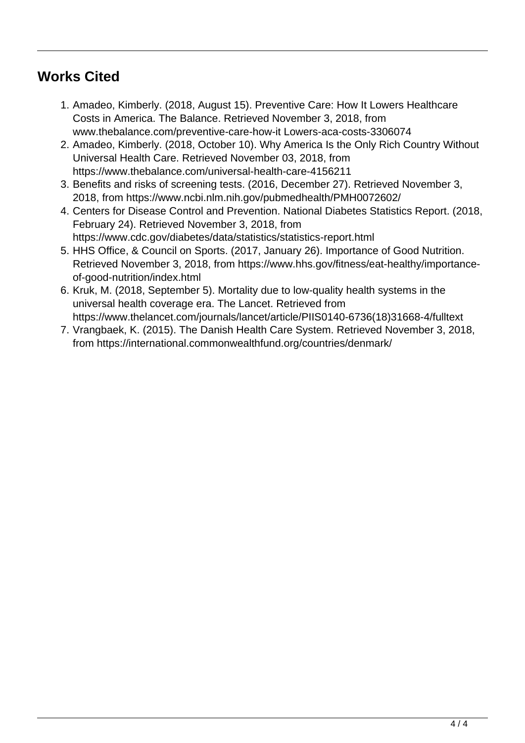## Works Cited

1. Amadeo, Kimberly. (2018, August 15). Preventive Care: How It Lowers Healthcare Costs in America. The Balance. Retrieved November 3, 2018, from www.thebalance.com/preventive-care-how-it Lowers-aca-costs-3306074
2. Amadeo, Kimberly. (2018, October 10). Why America Is the Only Rich Country Without Universal Health Care. Retrieved November 03, 2018, from https://www.thebalance.com/universal-health-care-4156211
3. Benefits and risks of screening tests. (2016, December 27). Retrieved November 3, 2018, from https://www.ncbi.nlm.nih.gov/pubmedhealth/PMH0072602/
4. Centers for Disease Control and Prevention. National Diabetes Statistics Report. (2018, February 24). Retrieved November 3, 2018, from https://www.cdc.gov/diabetes/data/statistics/statistics-report.html
5. HHS Office, & Council on Sports. (2017, January 26). Importance of Good Nutrition. Retrieved November 3, 2018, from https://www.hhs.gov/fitness/eat-healthy/importance-of-good-nutrition/index.html
6. Kruk, M. (2018, September 5). Mortality due to low-quality health systems in the universal health coverage era. The Lancet. Retrieved from https://www.thelancet.com/journals/lancet/article/PIIS0140-6736(18)31668-4/fulltext
7. Vrangbaek, K. (2015). The Danish Health Care System. Retrieved November 3, 2018, from https://international.commonwealthfund.org/countries/denmark/